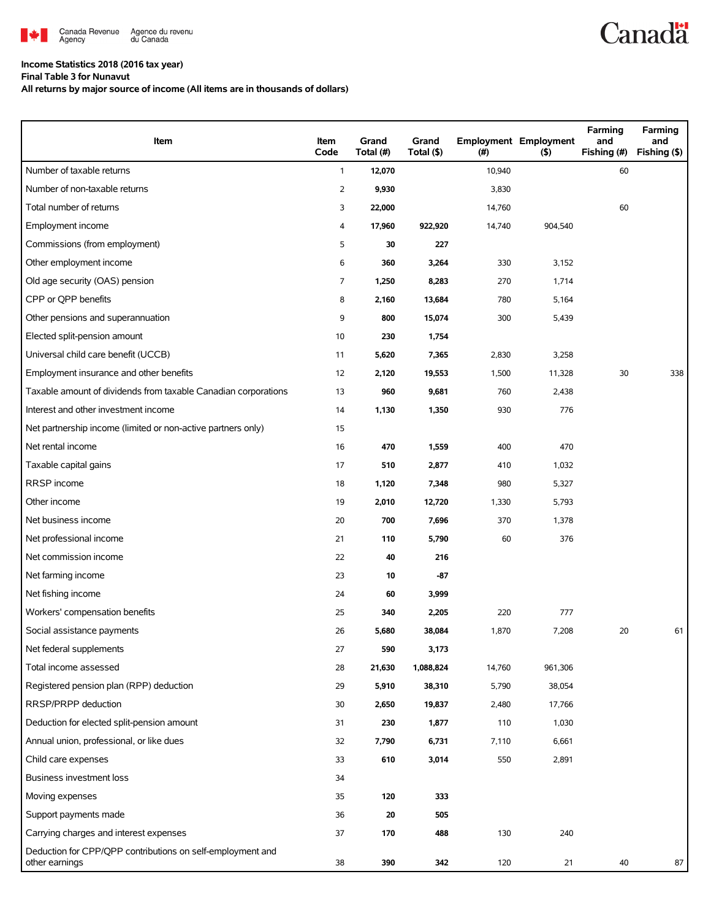Canada Revenue Agency | Agence du revenu du Canada

Canada

**Income Statistics 2018 (2016 tax year)**
**Final Table 3 for Nunavut**
**All returns by major source of income (All items are in thousands of dollars)**

| Item | Item Code | Grand Total (#) | Grand Total ($) | Employment (#) | Employment ($) | Farming and Fishing (#) | Farming and Fishing ($) |
|---|---|---|---|---|---|---|---|
| Number of taxable returns | 1 | 12,070 | | 10,940 | | 60 | |
| Number of non-taxable returns | 2 | 9,930 | | 3,830 | | | |
| Total number of returns | 3 | 22,000 | | 14,760 | | 60 | |
| Employment income | 4 | 17,960 | 922,920 | 14,740 | 904,540 | | |
| Commissions (from employment) | 5 | 30 | 227 | | | | |
| Other employment income | 6 | 360 | 3,264 | 330 | 3,152 | | |
| Old age security (OAS) pension | 7 | 1,250 | 8,283 | 270 | 1,714 | | |
| CPP or QPP benefits | 8 | 2,160 | 13,684 | 780 | 5,164 | | |
| Other pensions and superannuation | 9 | 800 | 15,074 | 300 | 5,439 | | |
| Elected split-pension amount | 10 | 230 | 1,754 | | | | |
| Universal child care benefit (UCCB) | 11 | 5,620 | 7,365 | 2,830 | 3,258 | | |
| Employment insurance and other benefits | 12 | 2,120 | 19,553 | 1,500 | 11,328 | 30 | 338 |
| Taxable amount of dividends from taxable Canadian corporations | 13 | 960 | 9,681 | 760 | 2,438 | | |
| Interest and other investment income | 14 | 1,130 | 1,350 | 930 | 776 | | |
| Net partnership income (limited or non-active partners only) | 15 | | | | | | |
| Net rental income | 16 | 470 | 1,559 | 400 | 470 | | |
| Taxable capital gains | 17 | 510 | 2,877 | 410 | 1,032 | | |
| RRSP income | 18 | 1,120 | 7,348 | 980 | 5,327 | | |
| Other income | 19 | 2,010 | 12,720 | 1,330 | 5,793 | | |
| Net business income | 20 | 700 | 7,696 | 370 | 1,378 | | |
| Net professional income | 21 | 110 | 5,790 | 60 | 376 | | |
| Net commission income | 22 | 40 | 216 | | | | |
| Net farming income | 23 | 10 | -87 | | | | |
| Net fishing income | 24 | 60 | 3,999 | | | | |
| Workers' compensation benefits | 25 | 340 | 2,205 | 220 | 777 | | |
| Social assistance payments | 26 | 5,680 | 38,084 | 1,870 | 7,208 | 20 | 61 |
| Net federal supplements | 27 | 590 | 3,173 | | | | |
| Total income assessed | 28 | 21,630 | 1,088,824 | 14,760 | 961,306 | | |
| Registered pension plan (RPP) deduction | 29 | 5,910 | 38,310 | 5,790 | 38,054 | | |
| RRSP/PRPP deduction | 30 | 2,650 | 19,837 | 2,480 | 17,766 | | |
| Deduction for elected split-pension amount | 31 | 230 | 1,877 | 110 | 1,030 | | |
| Annual union, professional, or like dues | 32 | 7,790 | 6,731 | 7,110 | 6,661 | | |
| Child care expenses | 33 | 610 | 3,014 | 550 | 2,891 | | |
| Business investment loss | 34 | | | | | | |
| Moving expenses | 35 | 120 | 333 | | | | |
| Support payments made | 36 | 20 | 505 | | | | |
| Carrying charges and interest expenses | 37 | 170 | 488 | 130 | 240 | | |
| Deduction for CPP/QPP contributions on self-employment and other earnings | 38 | 390 | 342 | 120 | 21 | 40 | 87 |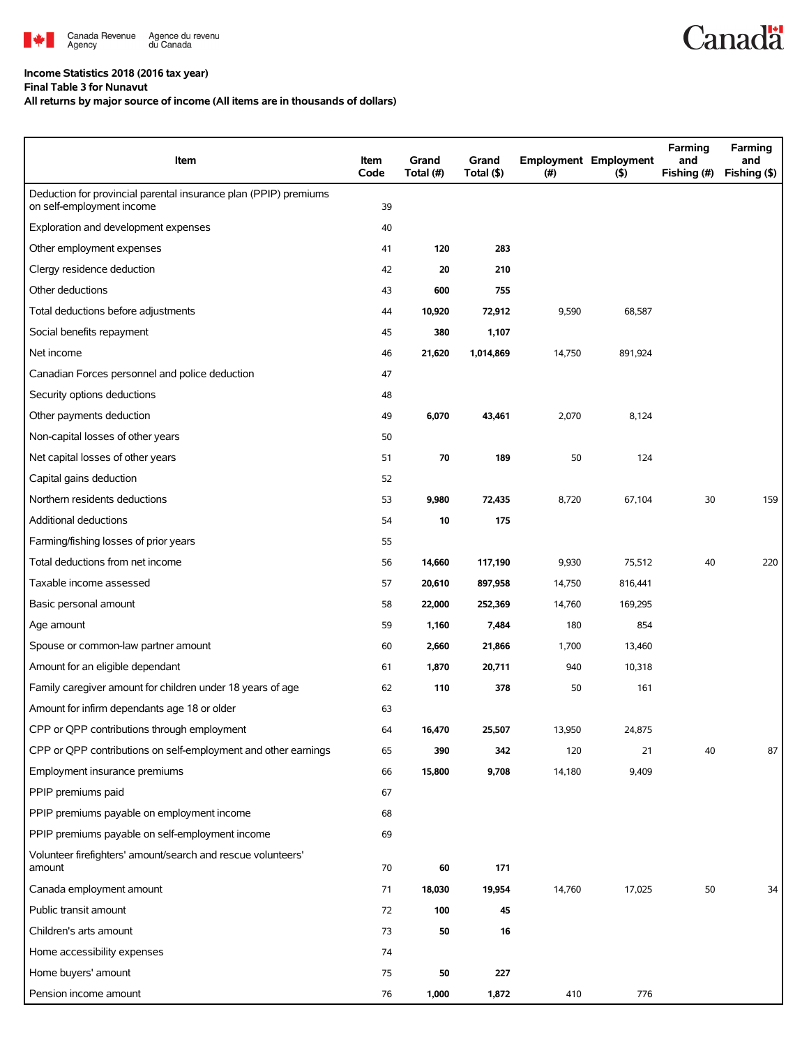Income Statistics 2018 (2016 tax year)

Final Table 3 for Nunavut

All returns by major source of income (All items are in thousands of dollars)

| Item | Item Code | Grand Total (#) | Grand Total ($) | Employment (#) | Employment ($) | Farming and Fishing (#) | Farming and Fishing ($) |
|---|---|---|---|---|---|---|---|
| Deduction for provincial parental insurance plan (PPIP) premiums on self-employment income | 39 | | | | | | |
| Exploration and development expenses | 40 | | | | | | |
| Other employment expenses | 41 | 120 | 283 | | | | |
| Clergy residence deduction | 42 | 20 | 210 | | | | |
| Other deductions | 43 | 600 | 755 | | | | |
| Total deductions before adjustments | 44 | 10,920 | 72,912 | 9,590 | 68,587 | | |
| Social benefits repayment | 45 | 380 | 1,107 | | | | |
| Net income | 46 | 21,620 | 1,014,869 | 14,750 | 891,924 | | |
| Canadian Forces personnel and police deduction | 47 | | | | | | |
| Security options deductions | 48 | | | | | | |
| Other payments deduction | 49 | 6,070 | 43,461 | 2,070 | 8,124 | | |
| Non-capital losses of other years | 50 | | | | | | |
| Net capital losses of other years | 51 | 70 | 189 | 50 | 124 | | |
| Capital gains deduction | 52 | | | | | | |
| Northern residents deductions | 53 | 9,980 | 72,435 | 8,720 | 67,104 | 30 | 159 |
| Additional deductions | 54 | 10 | 175 | | | | |
| Farming/fishing losses of prior years | 55 | | | | | | |
| Total deductions from net income | 56 | 14,660 | 117,190 | 9,930 | 75,512 | 40 | 220 |
| Taxable income assessed | 57 | 20,610 | 897,958 | 14,750 | 816,441 | | |
| Basic personal amount | 58 | 22,000 | 252,369 | 14,760 | 169,295 | | |
| Age amount | 59 | 1,160 | 7,484 | 180 | 854 | | |
| Spouse or common-law partner amount | 60 | 2,660 | 21,866 | 1,700 | 13,460 | | |
| Amount for an eligible dependant | 61 | 1,870 | 20,711 | 940 | 10,318 | | |
| Family caregiver amount for children under 18 years of age | 62 | 110 | 378 | 50 | 161 | | |
| Amount for infirm dependants age 18 or older | 63 | | | | | | |
| CPP or QPP contributions through employment | 64 | 16,470 | 25,507 | 13,950 | 24,875 | | |
| CPP or QPP contributions on self-employment and other earnings | 65 | 390 | 342 | 120 | 21 | 40 | 87 |
| Employment insurance premiums | 66 | 15,800 | 9,708 | 14,180 | 9,409 | | |
| PPIP premiums paid | 67 | | | | | | |
| PPIP premiums payable on employment income | 68 | | | | | | |
| PPIP premiums payable on self-employment income | 69 | | | | | | |
| Volunteer firefighters' amount/search and rescue volunteers' amount | 70 | 60 | 171 | | | | |
| Canada employment amount | 71 | 18,030 | 19,954 | 14,760 | 17,025 | 50 | 34 |
| Public transit amount | 72 | 100 | 45 | | | | |
| Children's arts amount | 73 | 50 | 16 | | | | |
| Home accessibility expenses | 74 | | | | | | |
| Home buyers' amount | 75 | 50 | 227 | | | | |
| Pension income amount | 76 | 1,000 | 1,872 | 410 | 776 | | |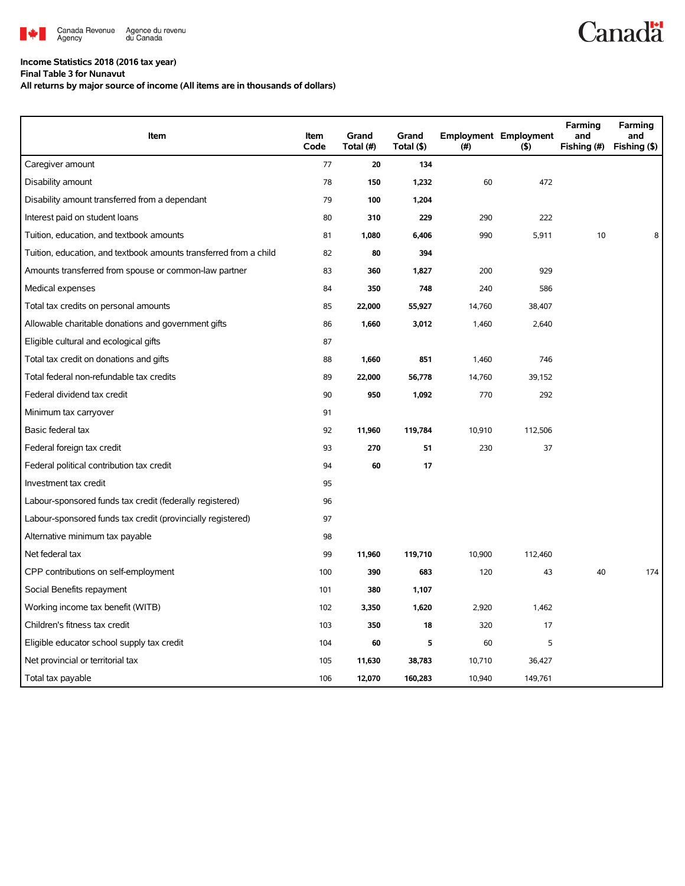Income Statistics 2018 (2016 tax year)

Final Table 3 for Nunavut

All returns by major source of income (All items are in thousands of dollars)

| Item | Item Code | Grand Total (#) | Grand Total ($) | Employment (#) | Employment ($) | Farming and Fishing (#) | Farming and Fishing ($) |
|---|---|---|---|---|---|---|---|
| Caregiver amount | 77 | **20** | **134** | | | | |
| Disability amount | 78 | **150** | **1,232** | 60 | 472 | | |
| Disability amount transferred from a dependant | 79 | **100** | **1,204** | | | | |
| Interest paid on student loans | 80 | **310** | **229** | 290 | 222 | | |
| Tuition, education, and textbook amounts | 81 | **1,080** | **6,406** | 990 | 5,911 | 10 | 8 |
| Tuition, education, and textbook amounts transferred from a child | 82 | **80** | **394** | | | | |
| Amounts transferred from spouse or common-law partner | 83 | **360** | **1,827** | 200 | 929 | | |
| Medical expenses | 84 | **350** | **748** | 240 | 586 | | |
| Total tax credits on personal amounts | 85 | **22,000** | **55,927** | 14,760 | 38,407 | | |
| Allowable charitable donations and government gifts | 86 | **1,660** | **3,012** | 1,460 | 2,640 | | |
| Eligible cultural and ecological gifts | 87 | | | | | | |
| Total tax credit on donations and gifts | 88 | **1,660** | **851** | 1,460 | 746 | | |
| Total federal non-refundable tax credits | 89 | **22,000** | **56,778** | 14,760 | 39,152 | | |
| Federal dividend tax credit | 90 | **950** | **1,092** | 770 | 292 | | |
| Minimum tax carryover | 91 | | | | | | |
| Basic federal tax | 92 | **11,960** | **119,784** | 10,910 | 112,506 | | |
| Federal foreign tax credit | 93 | **270** | **51** | 230 | 37 | | |
| Federal political contribution tax credit | 94 | **60** | **17** | | | | |
| Investment tax credit | 95 | | | | | | |
| Labour-sponsored funds tax credit (federally registered) | 96 | | | | | | |
| Labour-sponsored funds tax credit (provincially registered) | 97 | | | | | | |
| Alternative minimum tax payable | 98 | | | | | | |
| Net federal tax | 99 | **11,960** | **119,710** | 10,900 | 112,460 | | |
| CPP contributions on self-employment | 100 | **390** | **683** | 120 | 43 | 40 | 174 |
| Social Benefits repayment | 101 | **380** | **1,107** | | | | |
| Working income tax benefit (WITB) | 102 | **3,350** | **1,620** | 2,920 | 1,462 | | |
| Children's fitness tax credit | 103 | **350** | **18** | 320 | 17 | | |
| Eligible educator school supply tax credit | 104 | **60** | **5** | 60 | 5 | | |
| Net provincial or territorial tax | 105 | **11,630** | **38,783** | 10,710 | 36,427 | | |
| Total tax payable | 106 | **12,070** | **160,283** | 10,940 | 149,761 | | |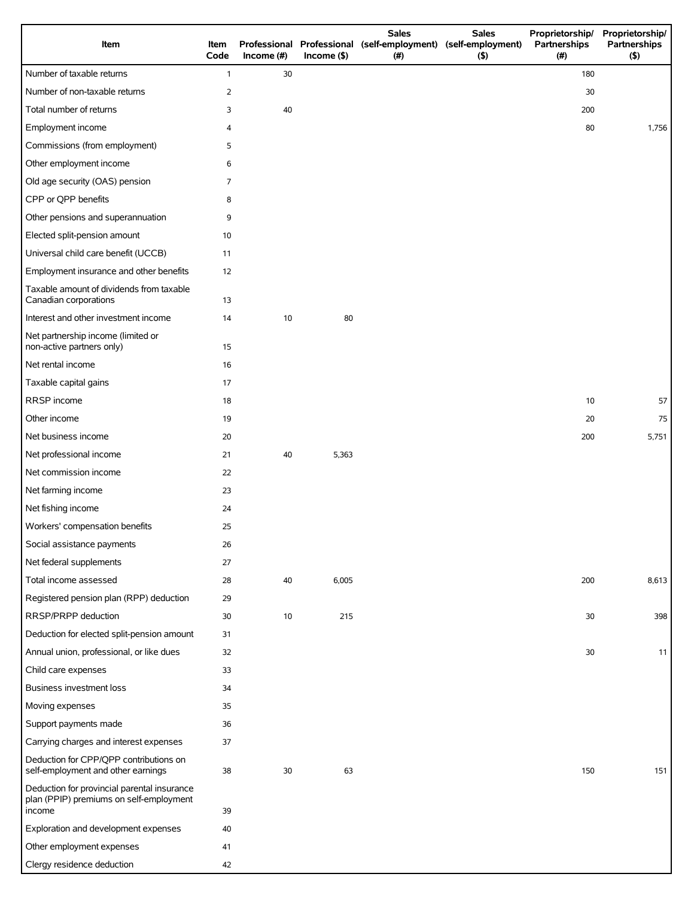| Item | Item Code | Professional Income (#) | Professional Income ($) | Sales (self-employment) (#) | Sales (self-employment) ($) | Proprietorship/ Partnerships (#) | Proprietorship/ Partnerships ($) |
|---|---|---|---|---|---|---|---|
| Number of taxable returns | 1 | 30 | | | | 180 | |
| Number of non-taxable returns | 2 | | | | | 30 | |
| Total number of returns | 3 | 40 | | | | 200 | |
| Employment income | 4 | | | | | 80 | 1,756 |
| Commissions (from employment) | 5 | | | | | | |
| Other employment income | 6 | | | | | | |
| Old age security (OAS) pension | 7 | | | | | | |
| CPP or QPP benefits | 8 | | | | | | |
| Other pensions and superannuation | 9 | | | | | | |
| Elected split-pension amount | 10 | | | | | | |
| Universal child care benefit (UCCB) | 11 | | | | | | |
| Employment insurance and other benefits | 12 | | | | | | |
| Taxable amount of dividends from taxable Canadian corporations | 13 | | | | | | |
| Interest and other investment income | 14 | 10 | 80 | | | | |
| Net partnership income (limited or non-active partners only) | 15 | | | | | | |
| Net rental income | 16 | | | | | | |
| Taxable capital gains | 17 | | | | | | |
| RRSP income | 18 | | | | | 10 | 57 |
| Other income | 19 | | | | | 20 | 75 |
| Net business income | 20 | | | | | 200 | 5,751 |
| Net professional income | 21 | 40 | 5,363 | | | | |
| Net commission income | 22 | | | | | | |
| Net farming income | 23 | | | | | | |
| Net fishing income | 24 | | | | | | |
| Workers' compensation benefits | 25 | | | | | | |
| Social assistance payments | 26 | | | | | | |
| Net federal supplements | 27 | | | | | | |
| Total income assessed | 28 | 40 | 6,005 | | | 200 | 8,613 |
| Registered pension plan (RPP) deduction | 29 | | | | | | |
| RRSP/PRPP deduction | 30 | 10 | 215 | | | 30 | 398 |
| Deduction for elected split-pension amount | 31 | | | | | | |
| Annual union, professional, or like dues | 32 | | | | | 30 | 11 |
| Child care expenses | 33 | | | | | | |
| Business investment loss | 34 | | | | | | |
| Moving expenses | 35 | | | | | | |
| Support payments made | 36 | | | | | | |
| Carrying charges and interest expenses | 37 | | | | | | |
| Deduction for CPP/QPP contributions on self-employment and other earnings | 38 | 30 | 63 | | | 150 | 151 |
| Deduction for provincial parental insurance plan (PPIP) premiums on self-employment income | 39 | | | | | | |
| Exploration and development expenses | 40 | | | | | | |
| Other employment expenses | 41 | | | | | | |
| Clergy residence deduction | 42 | | | | | | |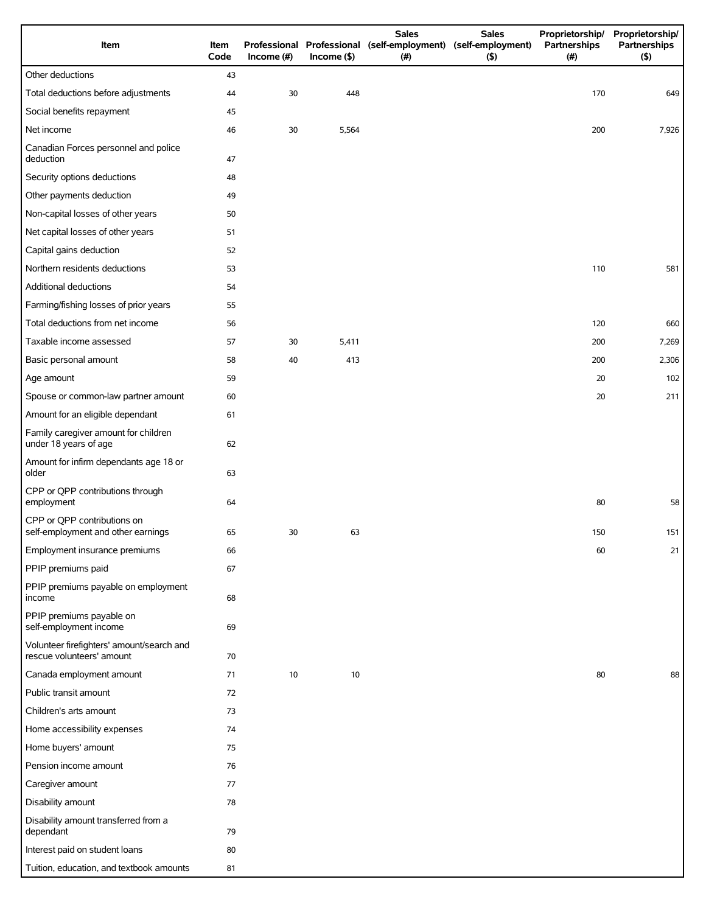| Item | Item Code | Professional Income (#) | Professional Income ($) | Sales (self-employment) (#) | Sales (self-employment) ($) | Proprietorship/ Partnerships (#) | Proprietorship/ Partnerships ($) |
|---|---|---|---|---|---|---|---|
| Other deductions | 43 | | | | | | |
| Total deductions before adjustments | 44 | 30 | 448 | | | 170 | 649 |
| Social benefits repayment | 45 | | | | | | |
| Net income | 46 | 30 | 5,564 | | | 200 | 7,926 |
| Canadian Forces personnel and police deduction | 47 | | | | | | |
| Security options deductions | 48 | | | | | | |
| Other payments deduction | 49 | | | | | | |
| Non-capital losses of other years | 50 | | | | | | |
| Net capital losses of other years | 51 | | | | | | |
| Capital gains deduction | 52 | | | | | | |
| Northern residents deductions | 53 | | | | | 110 | 581 |
| Additional deductions | 54 | | | | | | |
| Farming/fishing losses of prior years | 55 | | | | | | |
| Total deductions from net income | 56 | | | | | 120 | 660 |
| Taxable income assessed | 57 | 30 | 5,411 | | | 200 | 7,269 |
| Basic personal amount | 58 | 40 | 413 | | | 200 | 2,306 |
| Age amount | 59 | | | | | 20 | 102 |
| Spouse or common-law partner amount | 60 | | | | | 20 | 211 |
| Amount for an eligible dependant | 61 | | | | | | |
| Family caregiver amount for children under 18 years of age | 62 | | | | | | |
| Amount for infirm dependants age 18 or older | 63 | | | | | | |
| CPP or QPP contributions through employment | 64 | | | | | 80 | 58 |
| CPP or QPP contributions on self-employment and other earnings | 65 | 30 | 63 | | | 150 | 151 |
| Employment insurance premiums | 66 | | | | | 60 | 21 |
| PPIP premiums paid | 67 | | | | | | |
| PPIP premiums payable on employment income | 68 | | | | | | |
| PPIP premiums payable on self-employment income | 69 | | | | | | |
| Volunteer firefighters' amount/search and rescue volunteers' amount | 70 | | | | | | |
| Canada employment amount | 71 | 10 | 10 | | | 80 | 88 |
| Public transit amount | 72 | | | | | | |
| Children's arts amount | 73 | | | | | | |
| Home accessibility expenses | 74 | | | | | | |
| Home buyers' amount | 75 | | | | | | |
| Pension income amount | 76 | | | | | | |
| Caregiver amount | 77 | | | | | | |
| Disability amount | 78 | | | | | | |
| Disability amount transferred from a dependant | 79 | | | | | | |
| Interest paid on student loans | 80 | | | | | | |
| Tuition, education, and textbook amounts | 81 | | | | | | |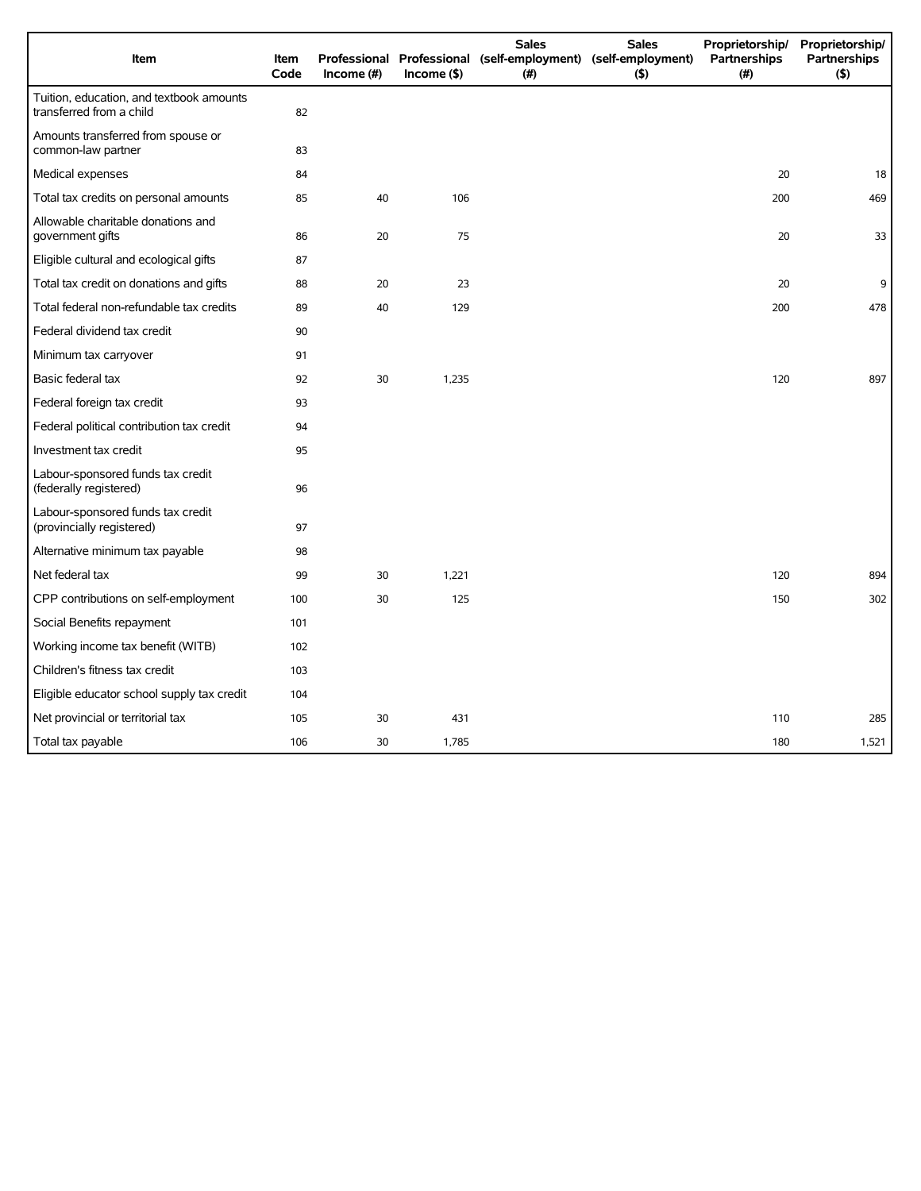| Item | Item Code | Professional Income (#) | Professional Income ($) | Sales (self-employment) (#) | Sales (self-employment) ($) | Proprietorship/ Partnerships (#) | Proprietorship/ Partnerships ($) |
|---|---|---|---|---|---|---|---|
| Tuition, education, and textbook amounts transferred from a child | 82 | | | | | | |
| Amounts transferred from spouse or common-law partner | 83 | | | | | | |
| Medical expenses | 84 | | | | | 20 | 18 |
| Total tax credits on personal amounts | 85 | 40 | 106 | | | 200 | 469 |
| Allowable charitable donations and government gifts | 86 | 20 | 75 | | | 20 | 33 |
| Eligible cultural and ecological gifts | 87 | | | | | | |
| Total tax credit on donations and gifts | 88 | 20 | 23 | | | 20 | 9 |
| Total federal non-refundable tax credits | 89 | 40 | 129 | | | 200 | 478 |
| Federal dividend tax credit | 90 | | | | | | |
| Minimum tax carryover | 91 | | | | | | |
| Basic federal tax | 92 | 30 | 1,235 | | | 120 | 897 |
| Federal foreign tax credit | 93 | | | | | | |
| Federal political contribution tax credit | 94 | | | | | | |
| Investment tax credit | 95 | | | | | | |
| Labour-sponsored funds tax credit (federally registered) | 96 | | | | | | |
| Labour-sponsored funds tax credit (provincially registered) | 97 | | | | | | |
| Alternative minimum tax payable | 98 | | | | | | |
| Net federal tax | 99 | 30 | 1,221 | | | 120 | 894 |
| CPP contributions on self-employment | 100 | 30 | 125 | | | 150 | 302 |
| Social Benefits repayment | 101 | | | | | | |
| Working income tax benefit (WITB) | 102 | | | | | | |
| Children's fitness tax credit | 103 | | | | | | |
| Eligible educator school supply tax credit | 104 | | | | | | |
| Net provincial or territorial tax | 105 | 30 | 431 | | | 110 | 285 |
| Total tax payable | 106 | 30 | 1,785 | | | 180 | 1,521 |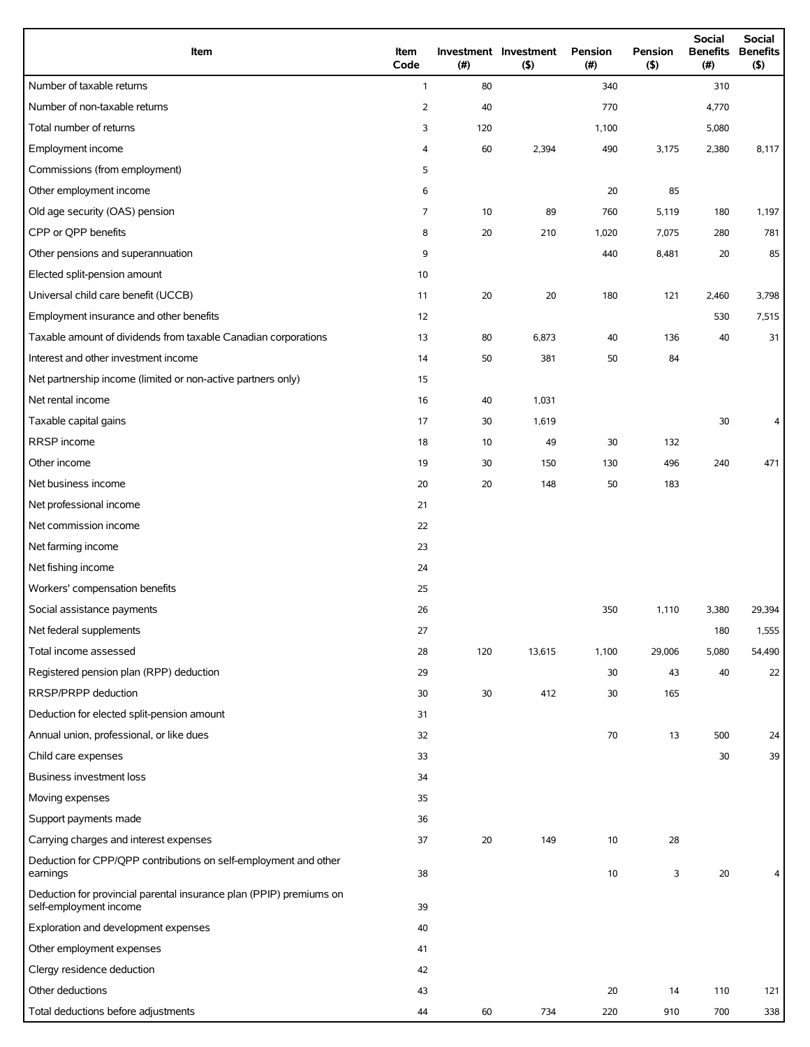| Item | Item Code | Investment (#) | Investment ($) | Pension (#) | Pension ($) | Social Benefits (#) | Social Benefits ($) |
|---|---|---|---|---|---|---|---|
| Number of taxable returns | 1 | 80 | | 340 | | 310 | |
| Number of non-taxable returns | 2 | 40 | | 770 | | 4,770 | |
| Total number of returns | 3 | 120 | | 1,100 | | 5,080 | |
| Employment income | 4 | 60 | 2,394 | 490 | 3,175 | 2,380 | 8,117 |
| Commissions (from employment) | 5 | | | | | | |
| Other employment income | 6 | | | 20 | 85 | | |
| Old age security (OAS) pension | 7 | 10 | 89 | 760 | 5,119 | 180 | 1,197 |
| CPP or QPP benefits | 8 | 20 | 210 | 1,020 | 7,075 | 280 | 781 |
| Other pensions and superannuation | 9 | | | 440 | 8,481 | 20 | 85 |
| Elected split-pension amount | 10 | | | | | | |
| Universal child care benefit (UCCB) | 11 | 20 | 20 | 180 | 121 | 2,460 | 3,798 |
| Employment insurance and other benefits | 12 | | | | | 530 | 7,515 |
| Taxable amount of dividends from taxable Canadian corporations | 13 | 80 | 6,873 | 40 | 136 | 40 | 31 |
| Interest and other investment income | 14 | 50 | 381 | 50 | 84 | | |
| Net partnership income (limited or non-active partners only) | 15 | | | | | | |
| Net rental income | 16 | 40 | 1,031 | | | | |
| Taxable capital gains | 17 | 30 | 1,619 | | | 30 | 4 |
| RRSP income | 18 | 10 | 49 | 30 | 132 | | |
| Other income | 19 | 30 | 150 | 130 | 496 | 240 | 471 |
| Net business income | 20 | 20 | 148 | 50 | 183 | | |
| Net professional income | 21 | | | | | | |
| Net commission income | 22 | | | | | | |
| Net farming income | 23 | | | | | | |
| Net fishing income | 24 | | | | | | |
| Workers' compensation benefits | 25 | | | | | | |
| Social assistance payments | 26 | | | 350 | 1,110 | 3,380 | 29,394 |
| Net federal supplements | 27 | | | | | 180 | 1,555 |
| Total income assessed | 28 | 120 | 13,615 | 1,100 | 29,006 | 5,080 | 54,490 |
| Registered pension plan (RPP) deduction | 29 | | | 30 | 43 | 40 | 22 |
| RRSP/PRPP deduction | 30 | 30 | 412 | 30 | 165 | | |
| Deduction for elected split-pension amount | 31 | | | | | | |
| Annual union, professional, or like dues | 32 | | | 70 | 13 | 500 | 24 |
| Child care expenses | 33 | | | | | 30 | 39 |
| Business investment loss | 34 | | | | | | |
| Moving expenses | 35 | | | | | | |
| Support payments made | 36 | | | | | | |
| Carrying charges and interest expenses | 37 | 20 | 149 | 10 | 28 | | |
| Deduction for CPP/QPP contributions on self-employment and other earnings | 38 | | | 10 | 3 | 20 | 4 |
| Deduction for provincial parental insurance plan (PPIP) premiums on self-employment income | 39 | | | | | | |
| Exploration and development expenses | 40 | | | | | | |
| Other employment expenses | 41 | | | | | | |
| Clergy residence deduction | 42 | | | | | | |
| Other deductions | 43 | | | 20 | 14 | 110 | 121 |
| Total deductions before adjustments | 44 | 60 | 734 | 220 | 910 | 700 | 338 |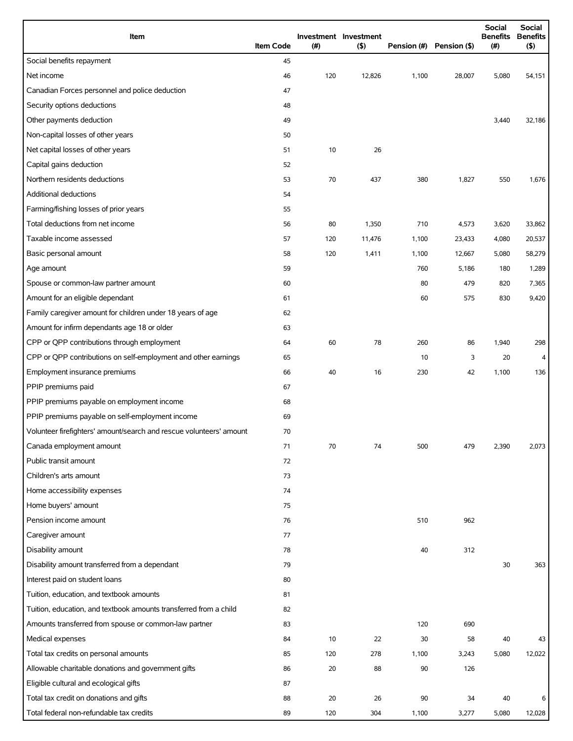| Item | Item Code | Investment (#) | Investment ($) | Pension (#) | Pension ($) | Social Benefits (#) | Social Benefits ($) |
|---|---|---|---|---|---|---|---|
| Social benefits repayment | 45 | | | | | | |
| Net income | 46 | 120 | 12,826 | 1,100 | 28,007 | 5,080 | 54,151 |
| Canadian Forces personnel and police deduction | 47 | | | | | | |
| Security options deductions | 48 | | | | | | |
| Other payments deduction | 49 | | | | | 3,440 | 32,186 |
| Non-capital losses of other years | 50 | | | | | | |
| Net capital losses of other years | 51 | 10 | 26 | | | | |
| Capital gains deduction | 52 | | | | | | |
| Northern residents deductions | 53 | 70 | 437 | 380 | 1,827 | 550 | 1,676 |
| Additional deductions | 54 | | | | | | |
| Farming/fishing losses of prior years | 55 | | | | | | |
| Total deductions from net income | 56 | 80 | 1,350 | 710 | 4,573 | 3,620 | 33,862 |
| Taxable income assessed | 57 | 120 | 11,476 | 1,100 | 23,433 | 4,080 | 20,537 |
| Basic personal amount | 58 | 120 | 1,411 | 1,100 | 12,667 | 5,080 | 58,279 |
| Age amount | 59 | | | 760 | 5,186 | 180 | 1,289 |
| Spouse or common-law partner amount | 60 | | | 80 | 479 | 820 | 7,365 |
| Amount for an eligible dependant | 61 | | | 60 | 575 | 830 | 9,420 |
| Family caregiver amount for children under 18 years of age | 62 | | | | | | |
| Amount for infirm dependants age 18 or older | 63 | | | | | | |
| CPP or QPP contributions through employment | 64 | 60 | 78 | 260 | 86 | 1,940 | 298 |
| CPP or QPP contributions on self-employment and other earnings | 65 | | | 10 | 3 | 20 | 4 |
| Employment insurance premiums | 66 | 40 | 16 | 230 | 42 | 1,100 | 136 |
| PPIP premiums paid | 67 | | | | | | |
| PPIP premiums payable on employment income | 68 | | | | | | |
| PPIP premiums payable on self-employment income | 69 | | | | | | |
| Volunteer firefighters' amount/search and rescue volunteers' amount | 70 | | | | | | |
| Canada employment amount | 71 | 70 | 74 | 500 | 479 | 2,390 | 2,073 |
| Public transit amount | 72 | | | | | | |
| Children's arts amount | 73 | | | | | | |
| Home accessibility expenses | 74 | | | | | | |
| Home buyers' amount | 75 | | | | | | |
| Pension income amount | 76 | | | 510 | 962 | | |
| Caregiver amount | 77 | | | | | | |
| Disability amount | 78 | | | 40 | 312 | | |
| Disability amount transferred from a dependant | 79 | | | | | 30 | 363 |
| Interest paid on student loans | 80 | | | | | | |
| Tuition, education, and textbook amounts | 81 | | | | | | |
| Tuition, education, and textbook amounts transferred from a child | 82 | | | | | | |
| Amounts transferred from spouse or common-law partner | 83 | | | 120 | 690 | | |
| Medical expenses | 84 | 10 | 22 | 30 | 58 | 40 | 43 |
| Total tax credits on personal amounts | 85 | 120 | 278 | 1,100 | 3,243 | 5,080 | 12,022 |
| Allowable charitable donations and government gifts | 86 | 20 | 88 | 90 | 126 | | |
| Eligible cultural and ecological gifts | 87 | | | | | | |
| Total tax credit on donations and gifts | 88 | 20 | 26 | 90 | 34 | 40 | 6 |
| Total federal non-refundable tax credits | 89 | 120 | 304 | 1,100 | 3,277 | 5,080 | 12,028 |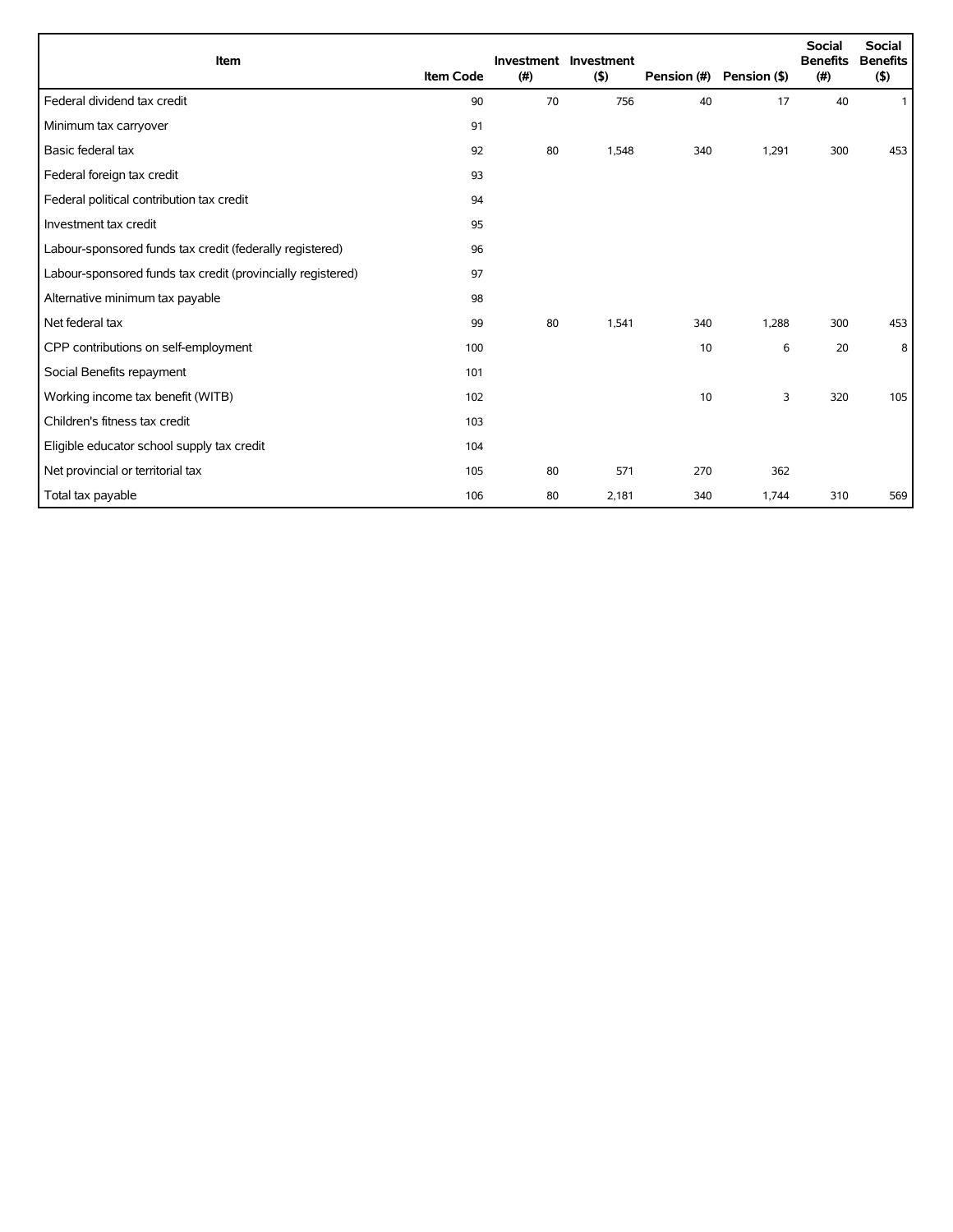| Item | Item Code | Investment (#) | Investment ($) | Pension (#) | Pension ($) | Social Benefits (#) | Social Benefits ($) |
|---|---|---|---|---|---|---|---|
| Federal dividend tax credit | 90 | 70 | 756 | 40 | 17 | 40 | 1 |
| Minimum tax carryover | 91 | | | | | | |
| Basic federal tax | 92 | 80 | 1,548 | 340 | 1,291 | 300 | 453 |
| Federal foreign tax credit | 93 | | | | | | |
| Federal political contribution tax credit | 94 | | | | | | |
| Investment tax credit | 95 | | | | | | |
| Labour-sponsored funds tax credit (federally registered) | 96 | | | | | | |
| Labour-sponsored funds tax credit (provincially registered) | 97 | | | | | | |
| Alternative minimum tax payable | 98 | | | | | | |
| Net federal tax | 99 | 80 | 1,541 | 340 | 1,288 | 300 | 453 |
| CPP contributions on self-employment | 100 | | | 10 | 6 | 20 | 8 |
| Social Benefits repayment | 101 | | | | | | |
| Working income tax benefit (WITB) | 102 | | | 10 | 3 | 320 | 105 |
| Children's fitness tax credit | 103 | | | | | | |
| Eligible educator school supply tax credit | 104 | | | | | | |
| Net provincial or territorial tax | 105 | 80 | 571 | 270 | 362 | | |
| Total tax payable | 106 | 80 | 2,181 | 340 | 1,744 | 310 | 569 |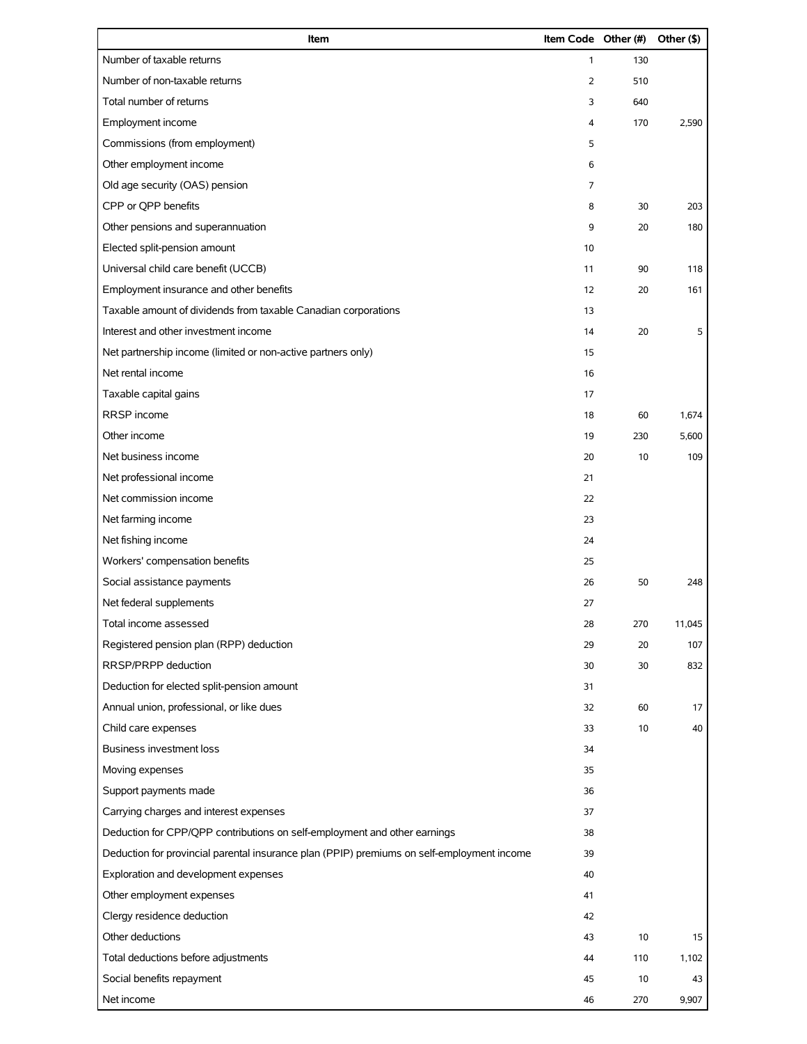| Item | Item Code | Other (#) | Other ($) |
|---|---|---|---|
| Number of taxable returns | 1 | 130 | |
| Number of non-taxable returns | 2 | 510 | |
| Total number of returns | 3 | 640 | |
| Employment income | 4 | 170 | 2,590 |
| Commissions (from employment) | 5 | | |
| Other employment income | 6 | | |
| Old age security (OAS) pension | 7 | | |
| CPP or QPP benefits | 8 | 30 | 203 |
| Other pensions and superannuation | 9 | 20 | 180 |
| Elected split-pension amount | 10 | | |
| Universal child care benefit (UCCB) | 11 | 90 | 118 |
| Employment insurance and other benefits | 12 | 20 | 161 |
| Taxable amount of dividends from taxable Canadian corporations | 13 | | |
| Interest and other investment income | 14 | 20 | 5 |
| Net partnership income (limited or non-active partners only) | 15 | | |
| Net rental income | 16 | | |
| Taxable capital gains | 17 | | |
| RRSP income | 18 | 60 | 1,674 |
| Other income | 19 | 230 | 5,600 |
| Net business income | 20 | 10 | 109 |
| Net professional income | 21 | | |
| Net commission income | 22 | | |
| Net farming income | 23 | | |
| Net fishing income | 24 | | |
| Workers' compensation benefits | 25 | | |
| Social assistance payments | 26 | 50 | 248 |
| Net federal supplements | 27 | | |
| Total income assessed | 28 | 270 | 11,045 |
| Registered pension plan (RPP) deduction | 29 | 20 | 107 |
| RRSP/PRPP deduction | 30 | 30 | 832 |
| Deduction for elected split-pension amount | 31 | | |
| Annual union, professional, or like dues | 32 | 60 | 17 |
| Child care expenses | 33 | 10 | 40 |
| Business investment loss | 34 | | |
| Moving expenses | 35 | | |
| Support payments made | 36 | | |
| Carrying charges and interest expenses | 37 | | |
| Deduction for CPP/QPP contributions on self-employment and other earnings | 38 | | |
| Deduction for provincial parental insurance plan (PPIP) premiums on self-employment income | 39 | | |
| Exploration and development expenses | 40 | | |
| Other employment expenses | 41 | | |
| Clergy residence deduction | 42 | | |
| Other deductions | 43 | 10 | 15 |
| Total deductions before adjustments | 44 | 110 | 1,102 |
| Social benefits repayment | 45 | 10 | 43 |
| Net income | 46 | 270 | 9,907 |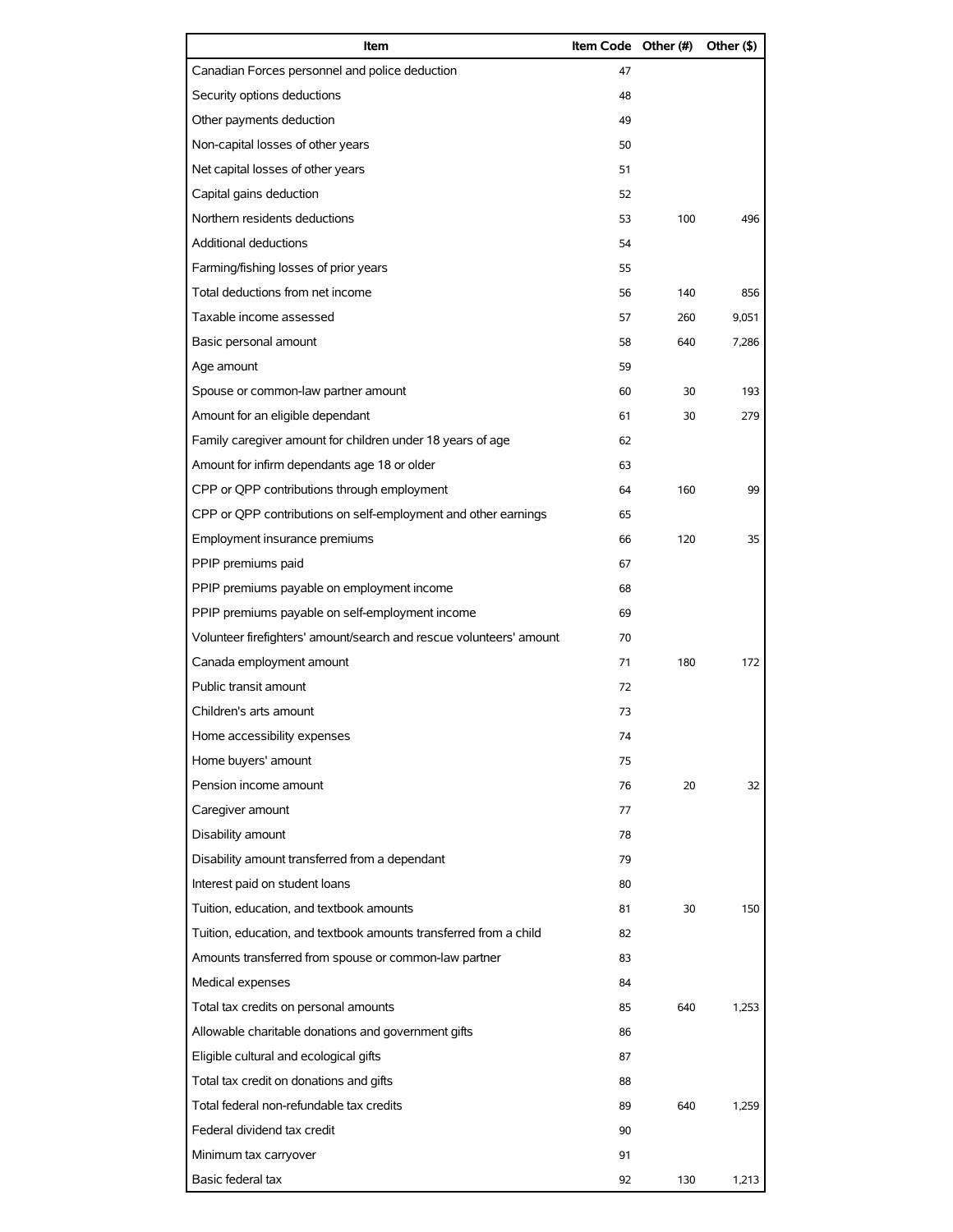| Item | Item Code | Other (#) | Other ($) |
|---|---|---|---|
| Canadian Forces personnel and police deduction | 47 | | |
| Security options deductions | 48 | | |
| Other payments deduction | 49 | | |
| Non-capital losses of other years | 50 | | |
| Net capital losses of other years | 51 | | |
| Capital gains deduction | 52 | | |
| Northern residents deductions | 53 | 100 | 496 |
| Additional deductions | 54 | | |
| Farming/fishing losses of prior years | 55 | | |
| Total deductions from net income | 56 | 140 | 856 |
| Taxable income assessed | 57 | 260 | 9,051 |
| Basic personal amount | 58 | 640 | 7,286 |
| Age amount | 59 | | |
| Spouse or common-law partner amount | 60 | 30 | 193 |
| Amount for an eligible dependant | 61 | 30 | 279 |
| Family caregiver amount for children under 18 years of age | 62 | | |
| Amount for infirm dependants age 18 or older | 63 | | |
| CPP or QPP contributions through employment | 64 | 160 | 99 |
| CPP or QPP contributions on self-employment and other earnings | 65 | | |
| Employment insurance premiums | 66 | 120 | 35 |
| PPIP premiums paid | 67 | | |
| PPIP premiums payable on employment income | 68 | | |
| PPIP premiums payable on self-employment income | 69 | | |
| Volunteer firefighters' amount/search and rescue volunteers' amount | 70 | | |
| Canada employment amount | 71 | 180 | 172 |
| Public transit amount | 72 | | |
| Children's arts amount | 73 | | |
| Home accessibility expenses | 74 | | |
| Home buyers' amount | 75 | | |
| Pension income amount | 76 | 20 | 32 |
| Caregiver amount | 77 | | |
| Disability amount | 78 | | |
| Disability amount transferred from a dependant | 79 | | |
| Interest paid on student loans | 80 | | |
| Tuition, education, and textbook amounts | 81 | 30 | 150 |
| Tuition, education, and textbook amounts transferred from a child | 82 | | |
| Amounts transferred from spouse or common-law partner | 83 | | |
| Medical expenses | 84 | | |
| Total tax credits on personal amounts | 85 | 640 | 1,253 |
| Allowable charitable donations and government gifts | 86 | | |
| Eligible cultural and ecological gifts | 87 | | |
| Total tax credit on donations and gifts | 88 | | |
| Total federal non-refundable tax credits | 89 | 640 | 1,259 |
| Federal dividend tax credit | 90 | | |
| Minimum tax carryover | 91 | | |
| Basic federal tax | 92 | 130 | 1,213 |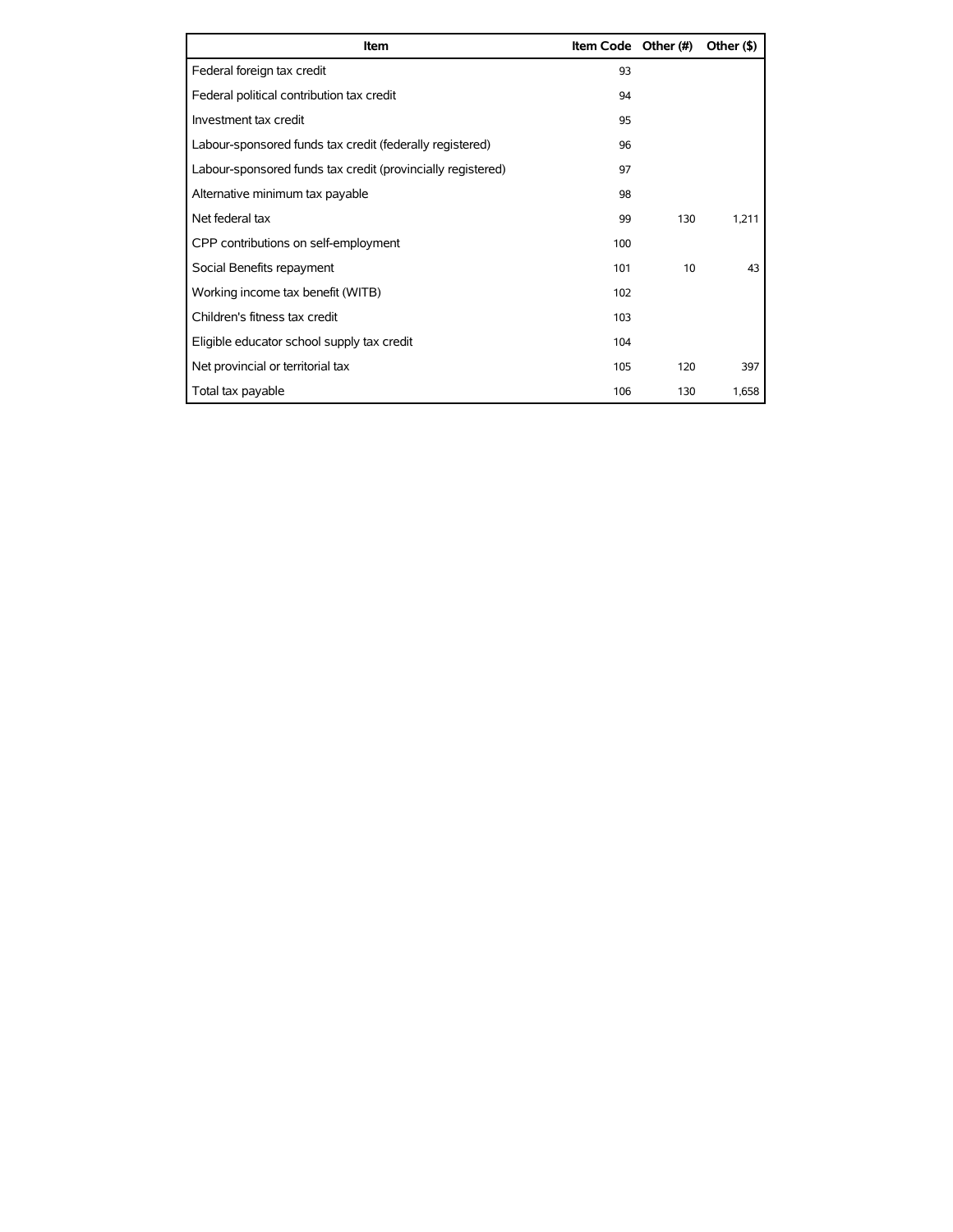| Item | Item Code | Other (#) | Other ($) |
|---|---|---|---|
| Federal foreign tax credit | 93 | | |
| Federal political contribution tax credit | 94 | | |
| Investment tax credit | 95 | | |
| Labour-sponsored funds tax credit (federally registered) | 96 | | |
| Labour-sponsored funds tax credit (provincially registered) | 97 | | |
| Alternative minimum tax payable | 98 | | |
| Net federal tax | 99 | 130 | 1,211 |
| CPP contributions on self-employment | 100 | | |
| Social Benefits repayment | 101 | 10 | 43 |
| Working income tax benefit (WITB) | 102 | | |
| Children's fitness tax credit | 103 | | |
| Eligible educator school supply tax credit | 104 | | |
| Net provincial or territorial tax | 105 | 120 | 397 |
| Total tax payable | 106 | 130 | 1,658 |